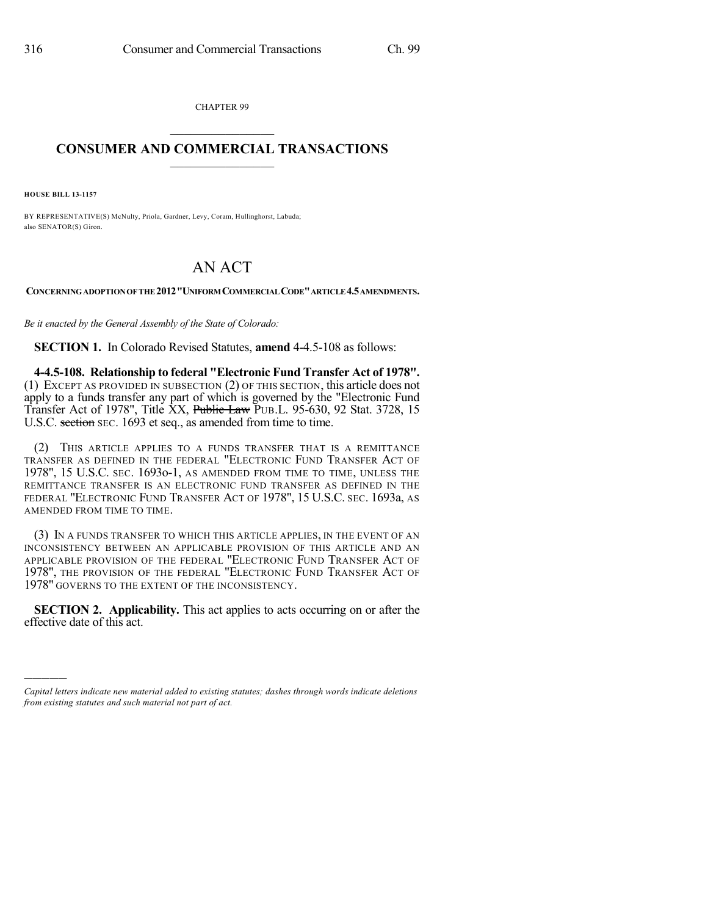CHAPTER 99

# CONSUMER AND COMMERCIAL TRANSACTIONS

**HOUSE BILL 13-1157**

BY REPRESENTATIVE(S) McNulty, Priola, Gardner, Levy, Coram, Hullinghorst, Labuda; also SENATOR(S) Giron.

# AN ACT

**CONCERNING ADOPTION OF THE 2012 "UNIFORM COMMERCIAL CODE" ARTICLE 4.5 AMENDMENTS.**

*Be it enacted by the General Assembly of the State of Colorado:*

**SECTION 1.** In Colorado Revised Statutes, **amend** 4-4.5-108 as follows:

**4-4.5-108. Relationship to federal "Electronic Fund Transfer Act of 1978".** (1) EXCEPT AS PROVIDED IN SUBSECTION (2) OF THIS SECTION, this article does not apply to a funds transfer any part of which is governed by the "Electronic Fund Transfer Act of 1978", Title XX, ~~Public Law~~ PUB.L. 95-630, 92 Stat. 3728, 15 U.S.C. ~~section~~ SEC. 1693 et seq., as amended from time to time.

(2) THIS ARTICLE APPLIES TO A FUNDS TRANSFER THAT IS A REMITTANCE TRANSFER AS DEFINED IN THE FEDERAL "ELECTRONIC FUND TRANSFER ACT OF 1978", 15 U.S.C. SEC. 1693o-1, AS AMENDED FROM TIME TO TIME, UNLESS THE REMITTANCE TRANSFER IS AN ELECTRONIC FUND TRANSFER AS DEFINED IN THE FEDERAL "ELECTRONIC FUND TRANSFER ACT OF 1978", 15 U.S.C. SEC. 1693a, AS AMENDED FROM TIME TO TIME.

(3) IN A FUNDS TRANSFER TO WHICH THIS ARTICLE APPLIES, IN THE EVENT OF AN INCONSISTENCY BETWEEN AN APPLICABLE PROVISION OF THIS ARTICLE AND AN APPLICABLE PROVISION OF THE FEDERAL "ELECTRONIC FUND TRANSFER ACT OF 1978", THE PROVISION OF THE FEDERAL "ELECTRONIC FUND TRANSFER ACT OF 1978" GOVERNS TO THE EXTENT OF THE INCONSISTENCY.

**SECTION 2. Applicability.** This act applies to acts occurring on or after the effective date of this act.

---

*Capital letters indicate new material added to existing statutes; dashes through words indicate deletions from existing statutes and such material not part of act.*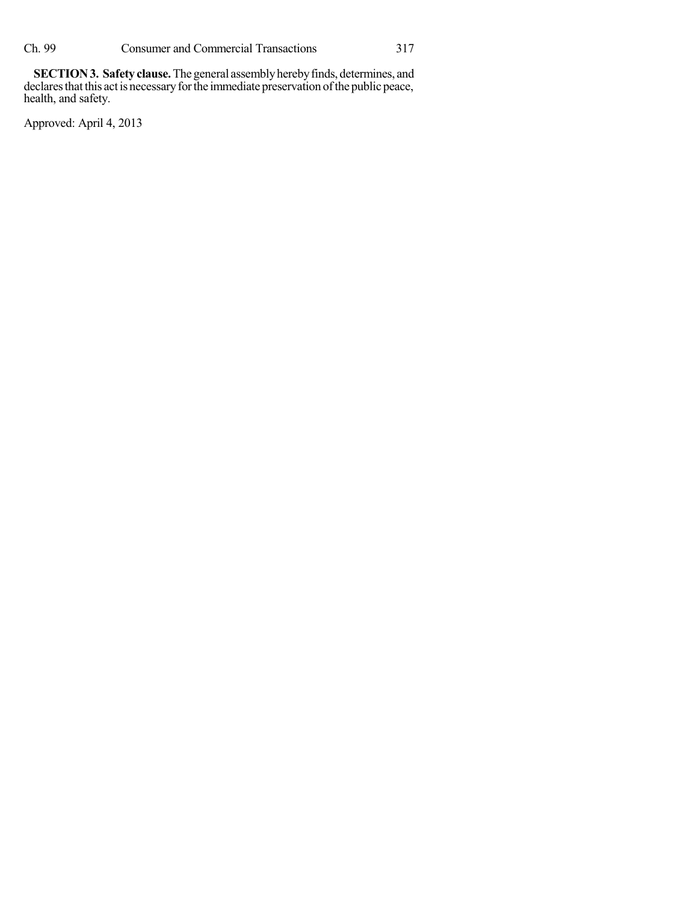**SECTION 3. Safety clause.** The general assembly hereby finds, determines, and declares that this act is necessary for the immediate preservation of the public peace, health, and safety.

Approved: April 4, 2013